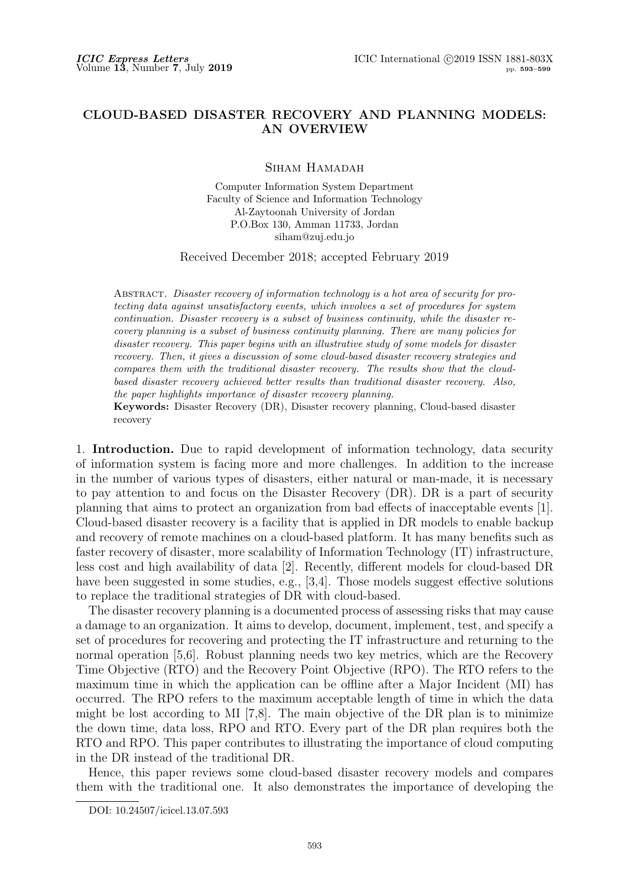# CLOUD-BASED DISASTER RECOVERY AND PLANNING MODELS: AN OVERVIEW

Siham Hamadah

Computer Information System Department
Faculty of Science and Information Technology
Al-Zaytoonah University of Jordan
P.O.Box 130, Amman 11733, Jordan
siham@zuj.edu.jo

Received December 2018; accepted February 2019

Abstract. *Disaster recovery of information technology is a hot area of security for protecting data against unsatisfactory events, which involves a set of procedures for system continuation. Disaster recovery is a subset of business continuity, while the disaster recovery planning is a subset of business continuity planning. There are many policies for disaster recovery. This paper begins with an illustrative study of some models for disaster recovery. Then, it gives a discussion of some cloud-based disaster recovery strategies and compares them with the traditional disaster recovery. The results show that the cloud-based disaster recovery achieved better results than traditional disaster recovery. Also, the paper highlights importance of disaster recovery planning.*

**Keywords:** Disaster Recovery (DR), Disaster recovery planning, Cloud-based disaster recovery

## 1. Introduction.

Due to rapid development of information technology, data security of information system is facing more and more challenges. In addition to the increase in the number of various types of disasters, either natural or man-made, it is necessary to pay attention to and focus on the Disaster Recovery (DR). DR is a part of security planning that aims to protect an organization from bad effects of inacceptable events [1]. Cloud-based disaster recovery is a facility that is applied in DR models to enable backup and recovery of remote machines on a cloud-based platform. It has many benefits such as faster recovery of disaster, more scalability of Information Technology (IT) infrastructure, less cost and high availability of data [2]. Recently, different models for cloud-based DR have been suggested in some studies, e.g., [3,4]. Those models suggest effective solutions to replace the traditional strategies of DR with cloud-based.

The disaster recovery planning is a documented process of assessing risks that may cause a damage to an organization. It aims to develop, document, implement, test, and specify a set of procedures for recovering and protecting the IT infrastructure and returning to the normal operation [5,6]. Robust planning needs two key metrics, which are the Recovery Time Objective (RTO) and the Recovery Point Objective (RPO). The RTO refers to the maximum time in which the application can be offline after a Major Incident (MI) has occurred. The RPO refers to the maximum acceptable length of time in which the data might be lost according to MI [7,8]. The main objective of the DR plan is to minimize the down time, data loss, RPO and RTO. Every part of the DR plan requires both the RTO and RPO. This paper contributes to illustrating the importance of cloud computing in the DR instead of the traditional DR.

Hence, this paper reviews some cloud-based disaster recovery models and compares them with the traditional one. It also demonstrates the importance of developing the

DOI: 10.24507/icicel.13.07.593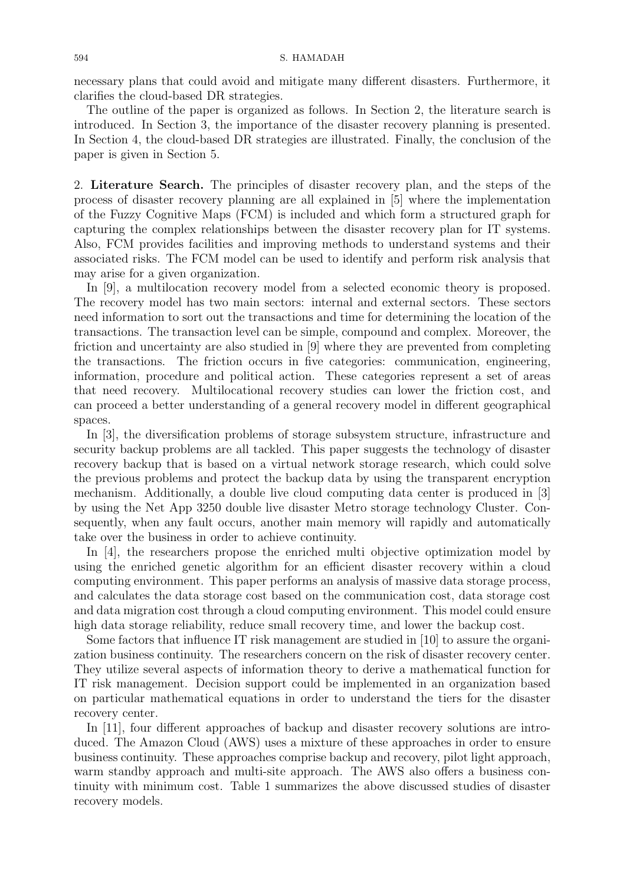necessary plans that could avoid and mitigate many different disasters. Furthermore, it clarifies the cloud-based DR strategies.

The outline of the paper is organized as follows. In Section 2, the literature search is introduced. In Section 3, the importance of the disaster recovery planning is presented. In Section 4, the cloud-based DR strategies are illustrated. Finally, the conclusion of the paper is given in Section 5.

## 2. Literature Search.

The principles of disaster recovery plan, and the steps of the process of disaster recovery planning are all explained in [5] where the implementation of the Fuzzy Cognitive Maps (FCM) is included and which form a structured graph for capturing the complex relationships between the disaster recovery plan for IT systems. Also, FCM provides facilities and improving methods to understand systems and their associated risks. The FCM model can be used to identify and perform risk analysis that may arise for a given organization.

In [9], a multilocation recovery model from a selected economic theory is proposed. The recovery model has two main sectors: internal and external sectors. These sectors need information to sort out the transactions and time for determining the location of the transactions. The transaction level can be simple, compound and complex. Moreover, the friction and uncertainty are also studied in [9] where they are prevented from completing the transactions. The friction occurs in five categories: communication, engineering, information, procedure and political action. These categories represent a set of areas that need recovery. Multilocational recovery studies can lower the friction cost, and can proceed a better understanding of a general recovery model in different geographical spaces.

In [3], the diversification problems of storage subsystem structure, infrastructure and security backup problems are all tackled. This paper suggests the technology of disaster recovery backup that is based on a virtual network storage research, which could solve the previous problems and protect the backup data by using the transparent encryption mechanism. Additionally, a double live cloud computing data center is produced in [3] by using the Net App 3250 double live disaster Metro storage technology Cluster. Consequently, when any fault occurs, another main memory will rapidly and automatically take over the business in order to achieve continuity.

In [4], the researchers propose the enriched multi objective optimization model by using the enriched genetic algorithm for an efficient disaster recovery within a cloud computing environment. This paper performs an analysis of massive data storage process, and calculates the data storage cost based on the communication cost, data storage cost and data migration cost through a cloud computing environment. This model could ensure high data storage reliability, reduce small recovery time, and lower the backup cost.

Some factors that influence IT risk management are studied in [10] to assure the organization business continuity. The researchers concern on the risk of disaster recovery center. They utilize several aspects of information theory to derive a mathematical function for IT risk management. Decision support could be implemented in an organization based on particular mathematical equations in order to understand the tiers for the disaster recovery center.

In [11], four different approaches of backup and disaster recovery solutions are introduced. The Amazon Cloud (AWS) uses a mixture of these approaches in order to ensure business continuity. These approaches comprise backup and recovery, pilot light approach, warm standby approach and multi-site approach. The AWS also offers a business continuity with minimum cost. Table 1 summarizes the above discussed studies of disaster recovery models.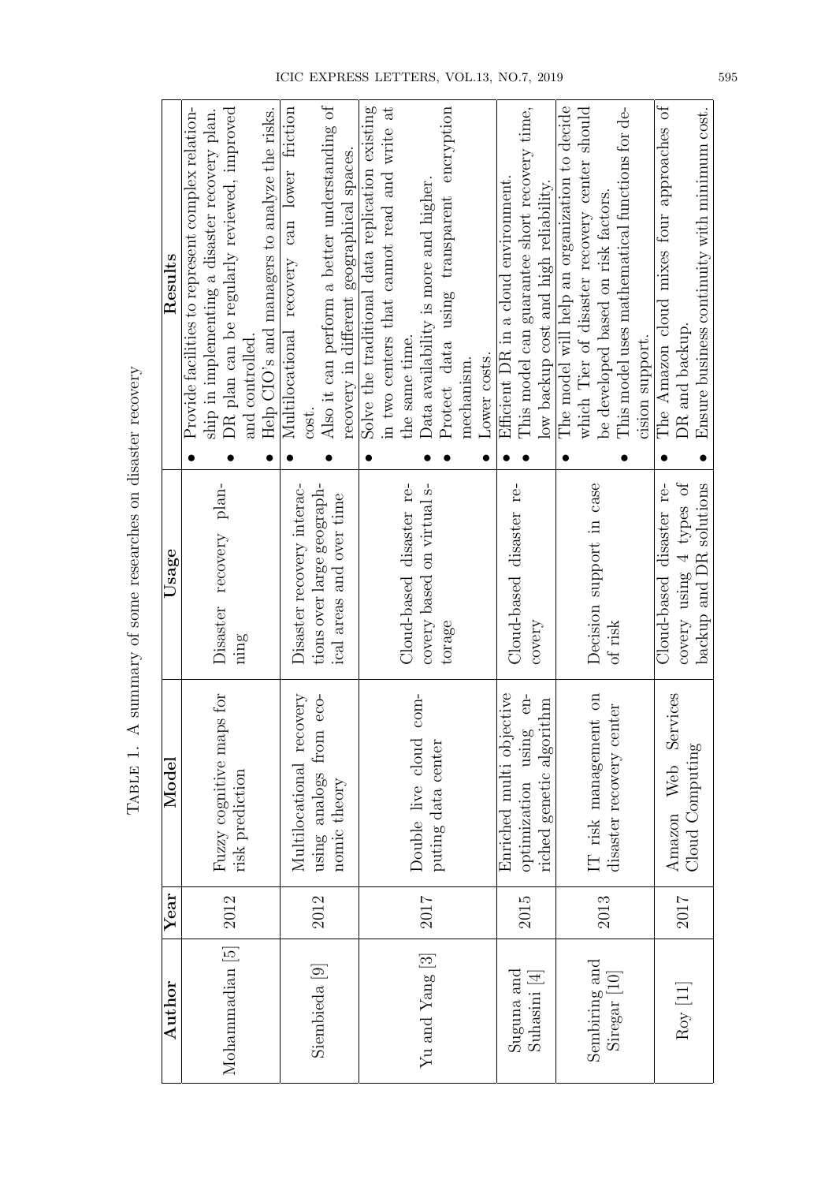Table 1. A summary of some researches on disaster recovery

| Author | Year | Model | Usage | Results |
|---|---|---|---|---|
| Mohammadian [5] | 2012 | Fuzzy cognitive maps for risk prediction | Disaster recovery planning | • Provide facilities to represent complex relationship in implementing a disaster recovery plan. • DR plan can be regularly reviewed, improved and controlled. • Help CIO's and managers to analyze the risks. |
| Siembieda [9] | 2012 | Multilocational recovery using analogs from economic theory | Disaster recovery interactions over large geographical areas and over time | • Multilocational recovery can lower friction cost. • Also it can perform a better understanding of recovery in different geographical spaces. |
| Yu and Yang [3] | 2017 | Double live cloud computing data center | Cloud-based disaster recovery based on virtual storage | • Solve the traditional data replication existing in two centers that cannot read and write at the same time. • Data availability is more and higher. • Protect data using transparent encryption mechanism. • Lower costs. |
| Suguna and Suhasini [4] | 2015 | Enriched multi objective optimization using enriched genetic algorithm | Cloud-based disaster recovery | • Efficient DR in a cloud environment. • This model can guarantee short recovery time, low backup cost and high reliability. |
| Sembiring and Siregar [10] | 2013 | IT risk management on disaster recovery center | Decision support in case of risk | • The model will help an organization to decide which Tier of disaster recovery center should be developed based on risk factors. • This model uses mathematical functions for decision support. |
| Roy [11] | 2017 | Amazon Web Services Cloud Computing | Cloud-based disaster recovery using 4 types of backup and DR solutions | • The Amazon cloud mixes four approaches of DR and backup. • Ensure business continuity with minimum cost. |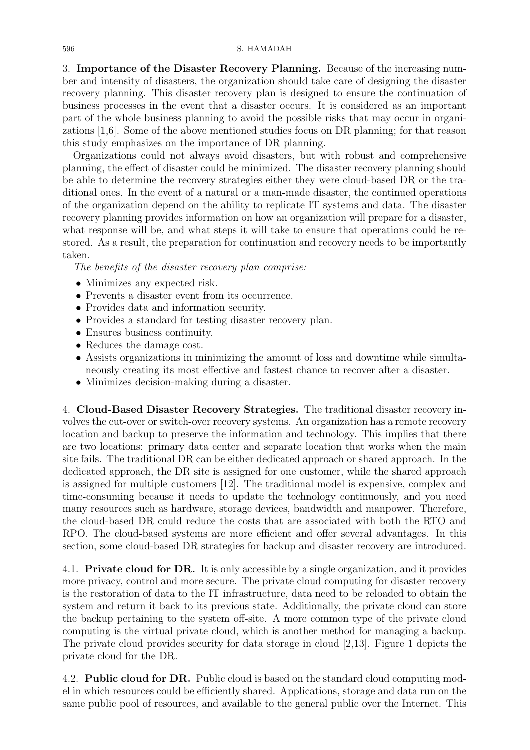3. **Importance of the Disaster Recovery Planning.** Because of the increasing number and intensity of disasters, the organization should take care of designing the disaster recovery planning. This disaster recovery plan is designed to ensure the continuation of business processes in the event that a disaster occurs. It is considered as an important part of the whole business planning to avoid the possible risks that may occur in organizations [1,6]. Some of the above mentioned studies focus on DR planning; for that reason this study emphasizes on the importance of DR planning.

Organizations could not always avoid disasters, but with robust and comprehensive planning, the effect of disaster could be minimized. The disaster recovery planning should be able to determine the recovery strategies either they were cloud-based DR or the traditional ones. In the event of a natural or a man-made disaster, the continued operations of the organization depend on the ability to replicate IT systems and data. The disaster recovery planning provides information on how an organization will prepare for a disaster, what response will be, and what steps it will take to ensure that operations could be restored. As a result, the preparation for continuation and recovery needs to be importantly taken.

*The benefits of the disaster recovery plan comprise:*

- Minimizes any expected risk.
- Prevents a disaster event from its occurrence.
- Provides data and information security.
- Provides a standard for testing disaster recovery plan.
- Ensures business continuity.
- Reduces the damage cost.
- Assists organizations in minimizing the amount of loss and downtime while simultaneously creating its most effective and fastest chance to recover after a disaster.
- Minimizes decision-making during a disaster.

4. **Cloud-Based Disaster Recovery Strategies.** The traditional disaster recovery involves the cut-over or switch-over recovery systems. An organization has a remote recovery location and backup to preserve the information and technology. This implies that there are two locations: primary data center and separate location that works when the main site fails. The traditional DR can be either dedicated approach or shared approach. In the dedicated approach, the DR site is assigned for one customer, while the shared approach is assigned for multiple customers [12]. The traditional model is expensive, complex and time-consuming because it needs to update the technology continuously, and you need many resources such as hardware, storage devices, bandwidth and manpower. Therefore, the cloud-based DR could reduce the costs that are associated with both the RTO and RPO. The cloud-based systems are more efficient and offer several advantages. In this section, some cloud-based DR strategies for backup and disaster recovery are introduced.

4.1. **Private cloud for DR.** It is only accessible by a single organization, and it provides more privacy, control and more secure. The private cloud computing for disaster recovery is the restoration of data to the IT infrastructure, data need to be reloaded to obtain the system and return it back to its previous state. Additionally, the private cloud can store the backup pertaining to the system off-site. A more common type of the private cloud computing is the virtual private cloud, which is another method for managing a backup. The private cloud provides security for data storage in cloud [2,13]. Figure 1 depicts the private cloud for the DR.

4.2. **Public cloud for DR.** Public cloud is based on the standard cloud computing model in which resources could be efficiently shared. Applications, storage and data run on the same public pool of resources, and available to the general public over the Internet. This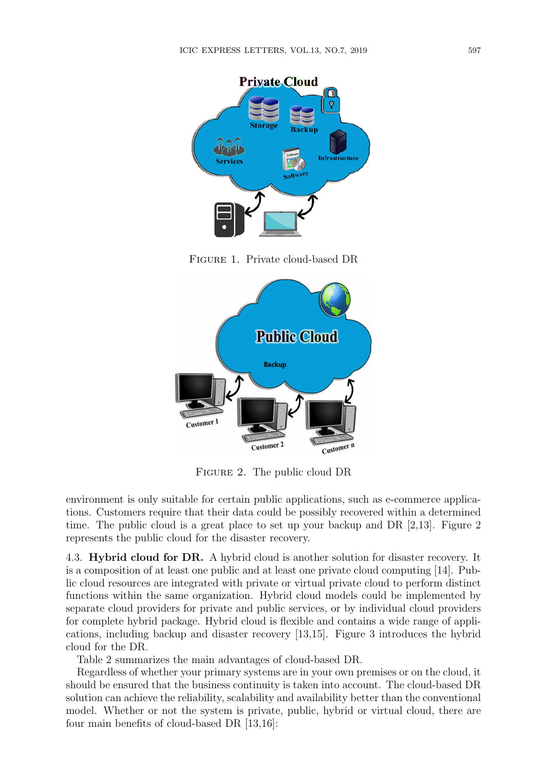FIGURE 1. Private cloud-based DR

FIGURE 2. The public cloud DR

environment is only suitable for certain public applications, such as e-commerce applications. Customers require that their data could be possibly recovered within a determined time. The public cloud is a great place to set up your backup and DR [2,13]. Figure 2 represents the public cloud for the disaster recovery.

4.3. **Hybrid cloud for DR.** A hybrid cloud is another solution for disaster recovery. It is a composition of at least one public and at least one private cloud computing [14]. Public cloud resources are integrated with private or virtual private cloud to perform distinct functions within the same organization. Hybrid cloud models could be implemented by separate cloud providers for private and public services, or by individual cloud providers for complete hybrid package. Hybrid cloud is flexible and contains a wide range of applications, including backup and disaster recovery [13,15]. Figure 3 introduces the hybrid cloud for the DR.

Table 2 summarizes the main advantages of cloud-based DR.

Regardless of whether your primary systems are in your own premises or on the cloud, it should be ensured that the business continuity is taken into account. The cloud-based DR solution can achieve the reliability, scalability and availability better than the conventional model. Whether or not the system is private, public, hybrid or virtual cloud, there are four main benefits of cloud-based DR [13,16]: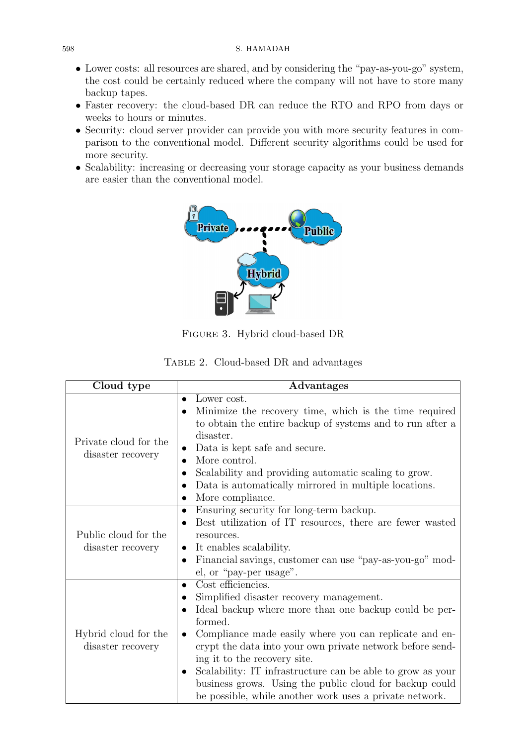- Lower costs: all resources are shared, and by considering the "pay-as-you-go" system, the cost could be certainly reduced where the company will not have to store many backup tapes.
- Faster recovery: the cloud-based DR can reduce the RTO and RPO from days or weeks to hours or minutes.
- Security: cloud server provider can provide you with more security features in comparison to the conventional model. Different security algorithms could be used for more security.
- Scalability: increasing or decreasing your storage capacity as your business demands are easier than the conventional model.

Figure 3. Hybrid cloud-based DR

Table 2. Cloud-based DR and advantages

| Cloud type | Advantages |
|---|---|
| Private cloud for the disaster recovery | • Lower cost.<br>• Minimize the recovery time, which is the time required to obtain the entire backup of systems and to run after a disaster.<br>• Data is kept safe and secure.<br>• More control.<br>• Scalability and providing automatic scaling to grow.<br>• Data is automatically mirrored in multiple locations.<br>• More compliance. |
| Public cloud for the disaster recovery | • Ensuring security for long-term backup.<br>• Best utilization of IT resources, there are fewer wasted resources.<br>• It enables scalability.<br>• Financial savings, customer can use "pay-as-you-go" model, or "pay-per usage". |
| Hybrid cloud for the disaster recovery | • Cost efficiencies.<br>• Simplified disaster recovery management.<br>• Ideal backup where more than one backup could be performed.<br>• Compliance made easily where you can replicate and encrypt the data into your own private network before sending it to the recovery site.<br>• Scalability: IT infrastructure can be able to grow as your business grows. Using the public cloud for backup could be possible, while another work uses a private network. |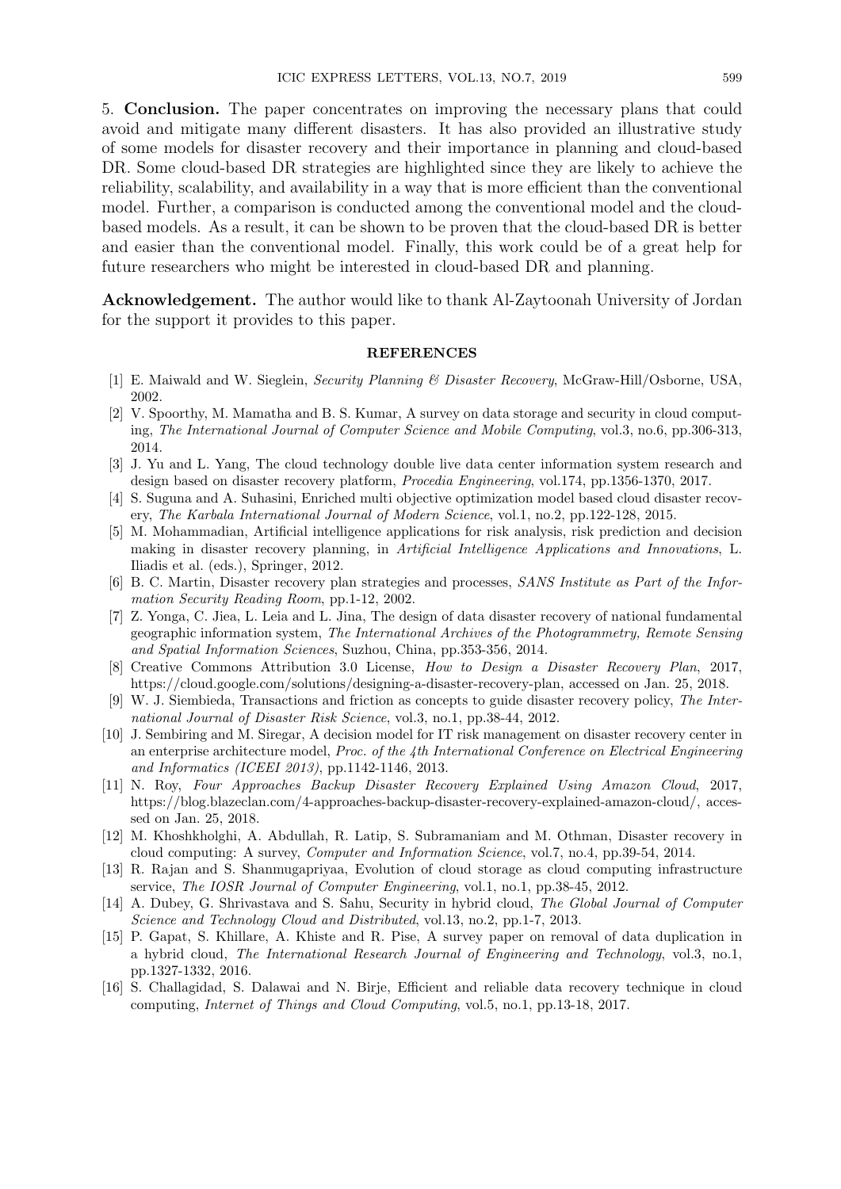5. **Conclusion.** The paper concentrates on improving the necessary plans that could avoid and mitigate many different disasters. It has also provided an illustrative study of some models for disaster recovery and their importance in planning and cloud-based DR. Some cloud-based DR strategies are highlighted since they are likely to achieve the reliability, scalability, and availability in a way that is more efficient than the conventional model. Further, a comparison is conducted among the conventional model and the cloud-based models. As a result, it can be shown to be proven that the cloud-based DR is better and easier than the conventional model. Finally, this work could be of a great help for future researchers who might be interested in cloud-based DR and planning.

**Acknowledgement.** The author would like to thank Al-Zaytoonah University of Jordan for the support it provides to this paper.

## REFERENCES

[1] E. Maiwald and W. Sieglein, *Security Planning & Disaster Recovery*, McGraw-Hill/Osborne, USA, 2002.

[2] V. Spoorthy, M. Mamatha and B. S. Kumar, A survey on data storage and security in cloud computing, *The International Journal of Computer Science and Mobile Computing*, vol.3, no.6, pp.306-313, 2014.

[3] J. Yu and L. Yang, The cloud technology double live data center information system research and design based on disaster recovery platform, *Procedia Engineering*, vol.174, pp.1356-1370, 2017.

[4] S. Suguna and A. Suhasini, Enriched multi objective optimization model based cloud disaster recovery, *The Karbala International Journal of Modern Science*, vol.1, no.2, pp.122-128, 2015.

[5] M. Mohammadian, Artificial intelligence applications for risk analysis, risk prediction and decision making in disaster recovery planning, in *Artificial Intelligence Applications and Innovations*, L. Iliadis et al. (eds.), Springer, 2012.

[6] B. C. Martin, Disaster recovery plan strategies and processes, *SANS Institute as Part of the Information Security Reading Room*, pp.1-12, 2002.

[7] Z. Yonga, C. Jiea, L. Leia and L. Jina, The design of data disaster recovery of national fundamental geographic information system, *The International Archives of the Photogrammetry, Remote Sensing and Spatial Information Sciences*, Suzhou, China, pp.353-356, 2014.

[8] Creative Commons Attribution 3.0 License, *How to Design a Disaster Recovery Plan*, 2017, https://cloud.google.com/solutions/designing-a-disaster-recovery-plan, accessed on Jan. 25, 2018.

[9] W. J. Siembieda, Transactions and friction as concepts to guide disaster recovery policy, *The International Journal of Disaster Risk Science*, vol.3, no.1, pp.38-44, 2012.

[10] J. Sembiring and M. Siregar, A decision model for IT risk management on disaster recovery center in an enterprise architecture model, *Proc. of the 4th International Conference on Electrical Engineering and Informatics (ICEEI 2013)*, pp.1142-1146, 2013.

[11] N. Roy, *Four Approaches Backup Disaster Recovery Explained Using Amazon Cloud*, 2017, https://blog.blazeclan.com/4-approaches-backup-disaster-recovery-explained-amazon-cloud/, accessed on Jan. 25, 2018.

[12] M. Khoshkholghi, A. Abdullah, R. Latip, S. Subramaniam and M. Othman, Disaster recovery in cloud computing: A survey, *Computer and Information Science*, vol.7, no.4, pp.39-54, 2014.

[13] R. Rajan and S. Shanmugapriyaa, Evolution of cloud storage as cloud computing infrastructure service, *The IOSR Journal of Computer Engineering*, vol.1, no.1, pp.38-45, 2012.

[14] A. Dubey, G. Shrivastava and S. Sahu, Security in hybrid cloud, *The Global Journal of Computer Science and Technology Cloud and Distributed*, vol.13, no.2, pp.1-7, 2013.

[15] P. Gapat, S. Khillare, A. Khiste and R. Pise, A survey paper on removal of data duplication in a hybrid cloud, *The International Research Journal of Engineering and Technology*, vol.3, no.1, pp.1327-1332, 2016.

[16] S. Challagidad, S. Dalawai and N. Birje, Efficient and reliable data recovery technique in cloud computing, *Internet of Things and Cloud Computing*, vol.5, no.1, pp.13-18, 2017.